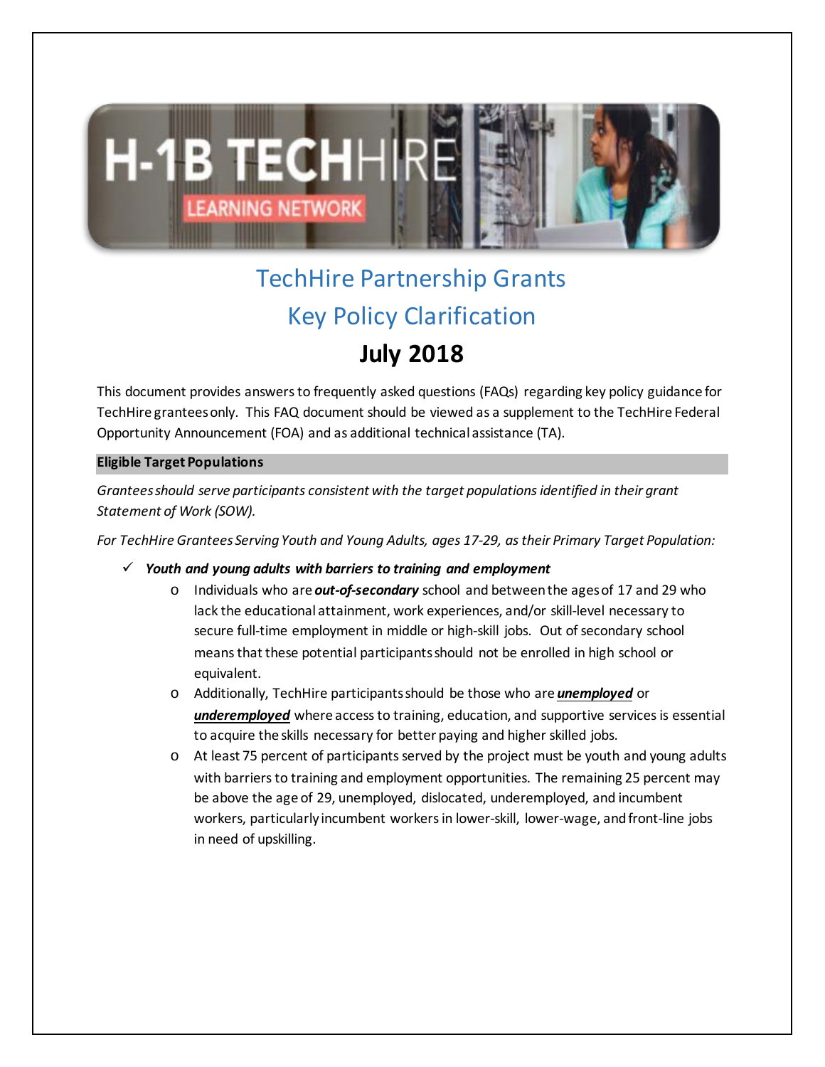# TechHire Partnership Grants

# Key Policy Clarification

# July 2018

This document provides answers to frequently asked questions (FAQs) regarding key policy guidance for TechHire grantees only. This FAQ document should be viewed as a supplement to the TechHire Federal Opportunity Announcement (FOA) and as additional technical assistance (TA).

## Eligible Target Populations

*Grantees should serve participants consistent with the target populations identified in their grant Statement of Work (SOW).*

*For TechHire Grantees Serving Youth and Young Adults, ages 17-29, as their Primary Target Population:*

- ✓ ***Youth and young adults with barriers to training and employment***
  - Individuals who are ***out-of-secondary*** school and between the ages of 17 and 29 who lack the educational attainment, work experiences, and/or skill-level necessary to secure full-time employment in middle or high-skill jobs. Out of secondary school means that these potential participants should not be enrolled in high school or equivalent.
  - Additionally, TechHire participants should be those who are ***unemployed*** or ***underemployed*** where access to training, education, and supportive services is essential to acquire the skills necessary for better paying and higher skilled jobs.
  - At least 75 percent of participants served by the project must be youth and young adults with barriers to training and employment opportunities. The remaining 25 percent may be above the age of 29, unemployed, dislocated, underemployed, and incumbent workers, particularly incumbent workers in lower-skill, lower-wage, and front-line jobs in need of upskilling.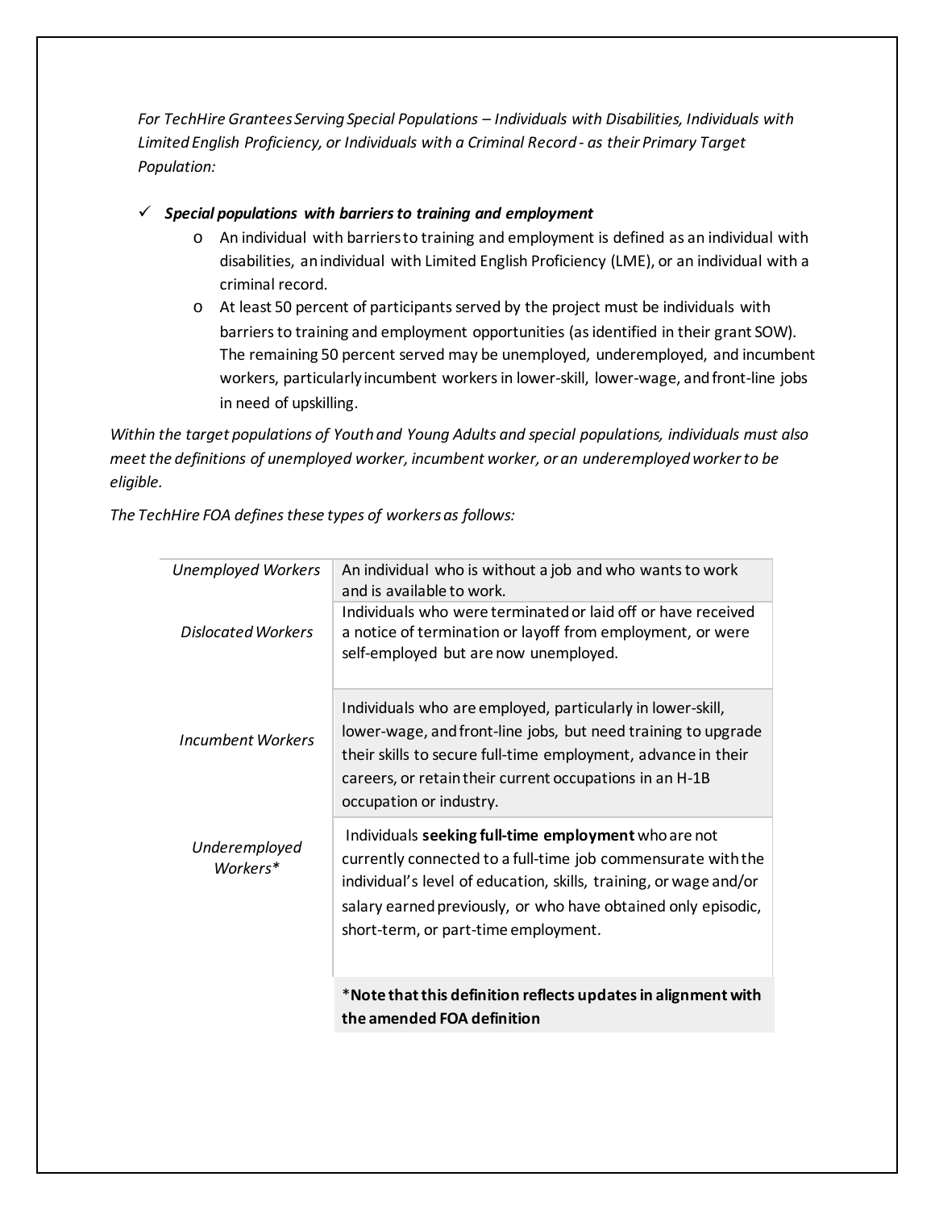*For TechHire Grantees Serving Special Populations – Individuals with Disabilities, Individuals with Limited English Proficiency, or Individuals with a Criminal Record - as their Primary Target Population:*

- ✓ ***Special populations with barriers to training and employment***
  - An individual with barriers to training and employment is defined as an individual with disabilities, an individual with Limited English Proficiency (LME), or an individual with a criminal record.
  - At least 50 percent of participants served by the project must be individuals with barriers to training and employment opportunities (as identified in their grant SOW). The remaining 50 percent served may be unemployed, underemployed, and incumbent workers, particularly incumbent workers in lower-skill, lower-wage, and front-line jobs in need of upskilling.

*Within the target populations of Youth and Young Adults and special populations, individuals must also meet the definitions of unemployed worker, incumbent worker, or an underemployed worker to be eligible.*

*The TechHire FOA defines these types of workers as follows:*

| | |
|---|---|
| *Unemployed Workers* | An individual who is without a job and who wants to work and is available to work. |
| *Dislocated Workers* | Individuals who were terminated or laid off or have received a notice of termination or layoff from employment, or were self-employed but are now unemployed. |
| *Incumbent Workers* | Individuals who are employed, particularly in lower-skill, lower-wage, and front-line jobs, but need training to upgrade their skills to secure full-time employment, advance in their careers, or retain their current occupations in an H-1B occupation or industry. |
| *Underemployed Workers** | Individuals **seeking full-time employment** who are not currently connected to a full-time job commensurate with the individual's level of education, skills, training, or wage and/or salary earned previously, or who have obtained only episodic, short-term, or part-time employment. |
| | ***Note that this definition reflects updates in alignment with the amended FOA definition** |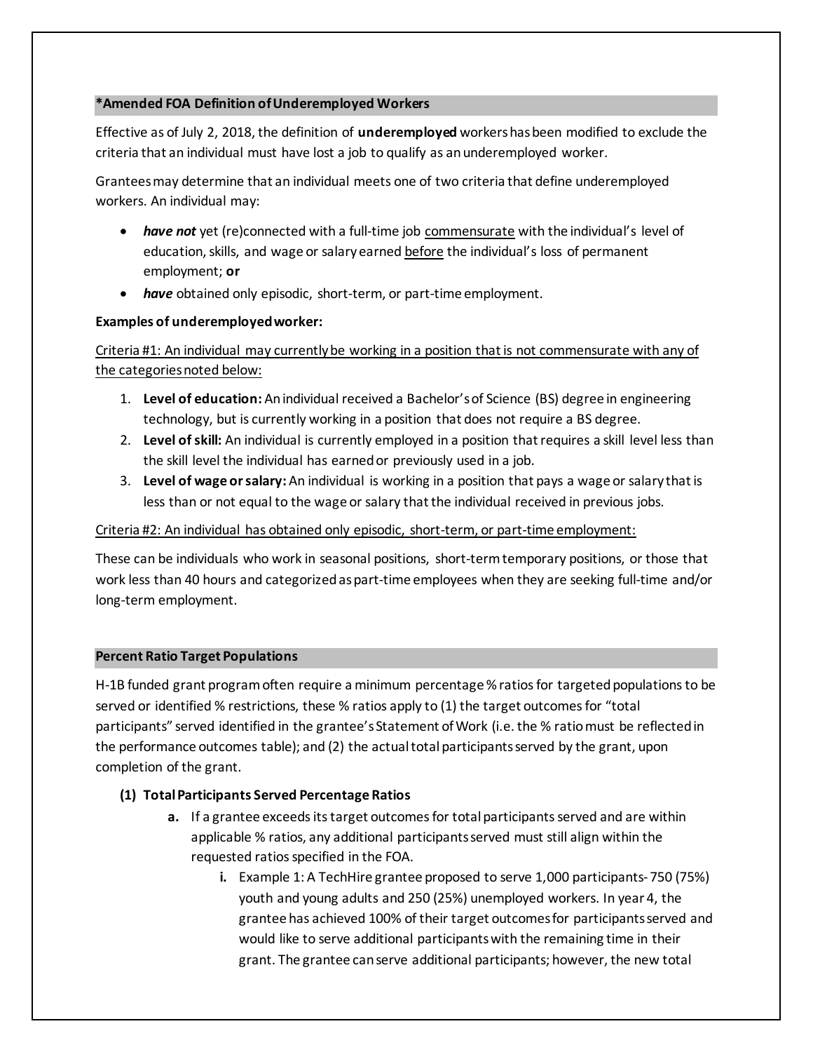## *Amended FOA Definition of Underemployed Workers

Effective as of July 2, 2018, the definition of **underemployed** workers has been modified to exclude the criteria that an individual must have lost a job to qualify as an underemployed worker.

Grantees may determine that an individual meets one of two criteria that define underemployed workers. An individual may:

- ***have not*** yet (re)connected with a full-time job commensurate with the individual's level of education, skills, and wage or salary earned before the individual's loss of permanent employment; **or**
- ***have*** obtained only episodic, short-term, or part-time employment.

**Examples of underemployed worker:**

Criteria #1: An individual may currently be working in a position that is not commensurate with any of the categories noted below:

1. **Level of education:** An individual received a Bachelor's of Science (BS) degree in engineering technology, but is currently working in a position that does not require a BS degree.
2. **Level of skill:** An individual is currently employed in a position that requires a skill level less than the skill level the individual has earned or previously used in a job.
3. **Level of wage or salary:** An individual is working in a position that pays a wage or salary that is less than or not equal to the wage or salary that the individual received in previous jobs.

Criteria #2: An individual has obtained only episodic, short-term, or part-time employment:

These can be individuals who work in seasonal positions, short-term temporary positions, or those that work less than 40 hours and categorized as part-time employees when they are seeking full-time and/or long-term employment.

## Percent Ratio Target Populations

H-1B funded grant program often require a minimum percentage % ratios for targeted populations to be served or identified % restrictions, these % ratios apply to (1) the target outcomes for "total participants" served identified in the grantee's Statement of Work (i.e. the % ratio must be reflected in the performance outcomes table); and (2) the actual total participants served by the grant, upon completion of the grant.

**(1) Total Participants Served Percentage Ratios**

a. If a grantee exceeds its target outcomes for total participants served and are within applicable % ratios, any additional participants served must still align within the requested ratios specified in the FOA.

i. Example 1: A TechHire grantee proposed to serve 1,000 participants- 750 (75%) youth and young adults and 250 (25%) unemployed workers. In year 4, the grantee has achieved 100% of their target outcomes for participants served and would like to serve additional participants with the remaining time in their grant. The grantee can serve additional participants; however, the new total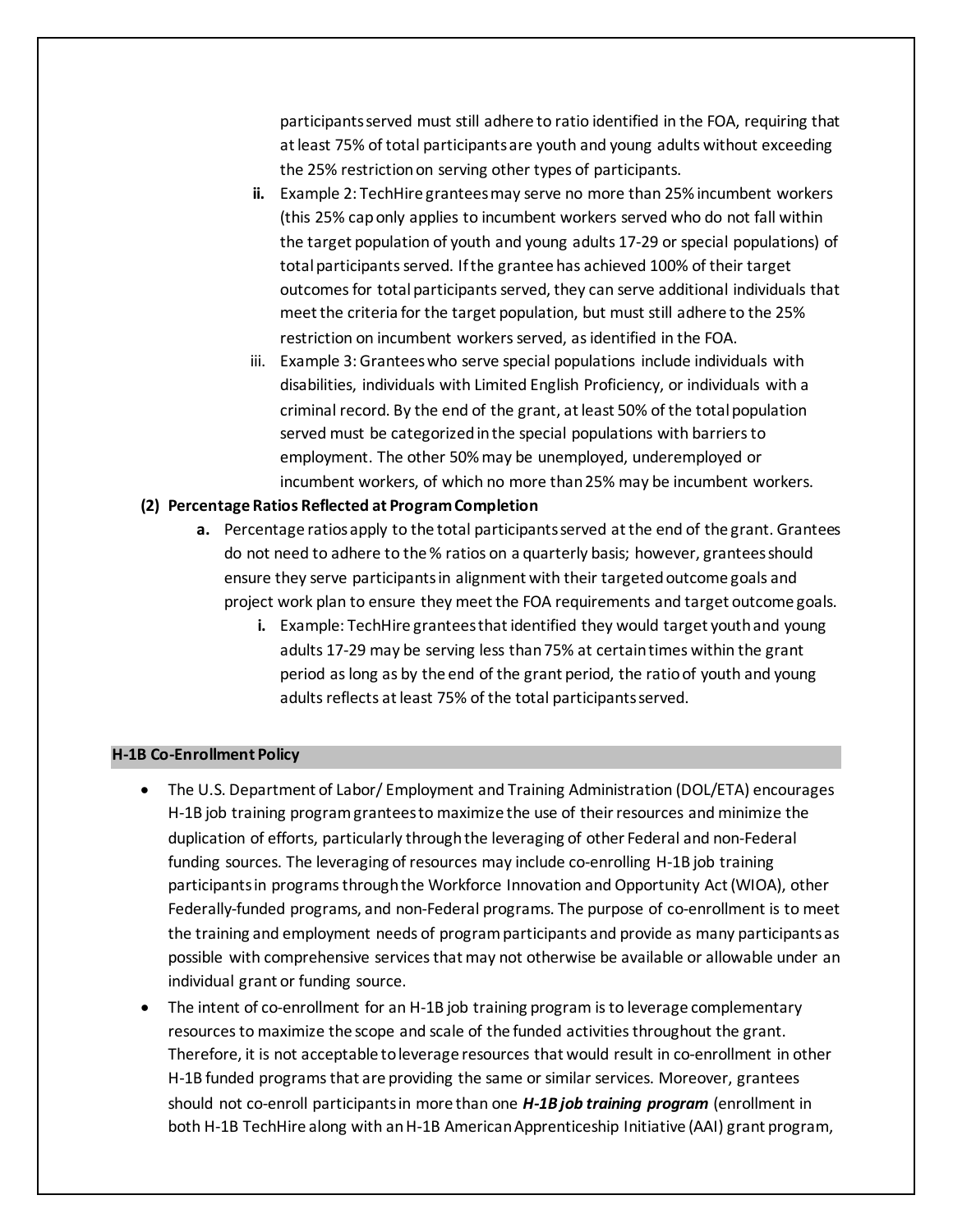participants served must still adhere to ratio identified in the FOA, requiring that at least 75% of total participants are youth and young adults without exceeding the 25% restriction on serving other types of participants.

   **ii.** Example 2: TechHire grantees may serve no more than 25% incumbent workers (this 25% cap only applies to incumbent workers served who do not fall within the target population of youth and young adults 17-29 or special populations) of total participants served. If the grantee has achieved 100% of their target outcomes for total participants served, they can serve additional individuals that meet the criteria for the target population, but must still adhere to the 25% restriction on incumbent workers served, as identified in the FOA.

   iii. Example 3: Grantees who serve special populations include individuals with disabilities, individuals with Limited English Proficiency, or individuals with a criminal record. By the end of the grant, at least 50% of the total population served must be categorized in the special populations with barriers to employment. The other 50% may be unemployed, underemployed or incumbent workers, of which no more than 25% may be incumbent workers.

**(2) Percentage Ratios Reflected at Program Completion**

   **a.** Percentage ratios apply to the total participants served at the end of the grant. Grantees do not need to adhere to the % ratios on a quarterly basis; however, grantees should ensure they serve participants in alignment with their targeted outcome goals and project work plan to ensure they meet the FOA requirements and target outcome goals.

      **i.** Example: TechHire grantees that identified they would target youth and young adults 17-29 may be serving less than 75% at certain times within the grant period as long as by the end of the grant period, the ratio of youth and young adults reflects at least 75% of the total participants served.

## H-1B Co-Enrollment Policy

- The U.S. Department of Labor/ Employment and Training Administration (DOL/ETA) encourages H-1B job training program grantees to maximize the use of their resources and minimize the duplication of efforts, particularly through the leveraging of other Federal and non-Federal funding sources. The leveraging of resources may include co-enrolling H-1B job training participants in programs through the Workforce Innovation and Opportunity Act (WIOA), other Federally-funded programs, and non-Federal programs. The purpose of co-enrollment is to meet the training and employment needs of program participants and provide as many participants as possible with comprehensive services that may not otherwise be available or allowable under an individual grant or funding source.
- The intent of co-enrollment for an H-1B job training program is to leverage complementary resources to maximize the scope and scale of the funded activities throughout the grant. Therefore, it is not acceptable to leverage resources that would result in co-enrollment in other H-1B funded programs that are providing the same or similar services. Moreover, grantees should not co-enroll participants in more than one ***H-1B job training program*** (enrollment in both H-1B TechHire along with an H-1B American Apprenticeship Initiative (AAI) grant program,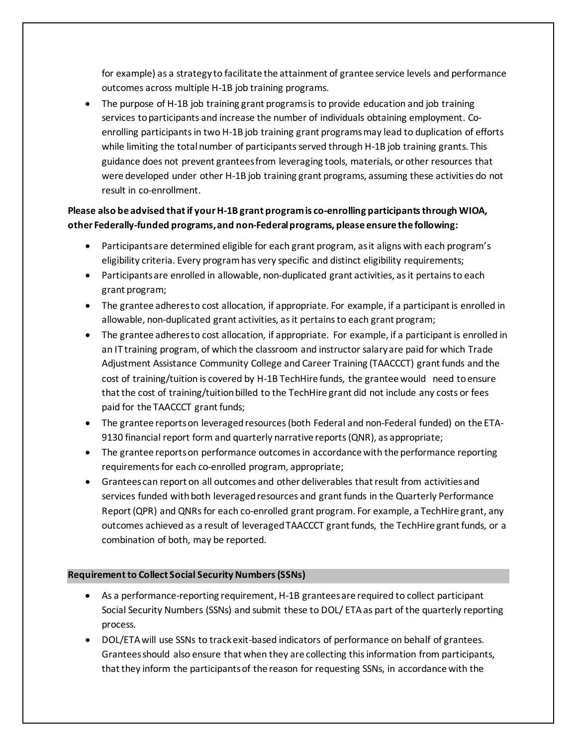for example) as a strategy to facilitate the attainment of grantee service levels and performance outcomes across multiple H-1B job training programs.

- The purpose of H-1B job training grant programs is to provide education and job training services to participants and increase the number of individuals obtaining employment. Co-enrolling participants in two H-1B job training grant programs may lead to duplication of efforts while limiting the total number of participants served through H-1B job training grants. This guidance does not prevent grantees from leveraging tools, materials, or other resources that were developed under other H-1B job training grant programs, assuming these activities do not result in co-enrollment.

**Please also be advised that if your H-1B grant program is co-enrolling participants through WIOA, other Federally-funded programs, and non-Federal programs, please ensure the following:**

- Participants are determined eligible for each grant program, as it aligns with each program's eligibility criteria. Every program has very specific and distinct eligibility requirements;
- Participants are enrolled in allowable, non-duplicated grant activities, as it pertains to each grant program;
- The grantee adheres to cost allocation, if appropriate. For example, if a participant is enrolled in allowable, non-duplicated grant activities, as it pertains to each grant program;
- The grantee adheres to cost allocation, if appropriate. For example, if a participant is enrolled in an IT training program, of which the classroom and instructor salary are paid for which Trade Adjustment Assistance Community College and Career Training (TAACCCT) grant funds and the cost of training/tuition is covered by H-1B TechHire funds, the grantee would need to ensure that the cost of training/tuition billed to the TechHire grant did not include any costs or fees paid for the TAACCCT grant funds;
- The grantee reports on leveraged resources (both Federal and non-Federal funded) on the ETA-9130 financial report form and quarterly narrative reports (QNR), as appropriate;
- The grantee reports on performance outcomes in accordance with the performance reporting requirements for each co-enrolled program, appropriate;
- Grantees can report on all outcomes and other deliverables that result from activities and services funded with both leveraged resources and grant funds in the Quarterly Performance Report (QPR) and QNRs for each co-enrolled grant program. For example, a TechHire grant, any outcomes achieved as a result of leveraged TAACCCT grant funds, the TechHire grant funds, or a combination of both, may be reported.

**Requirement to Collect Social Security Numbers (SSNs)**

- As a performance-reporting requirement, H-1B grantees are required to collect participant Social Security Numbers (SSNs) and submit these to DOL/ ETA as part of the quarterly reporting process.
- DOL/ETA will use SSNs to track exit-based indicators of performance on behalf of grantees. Grantees should also ensure that when they are collecting this information from participants, that they inform the participants of the reason for requesting SSNs, in accordance with the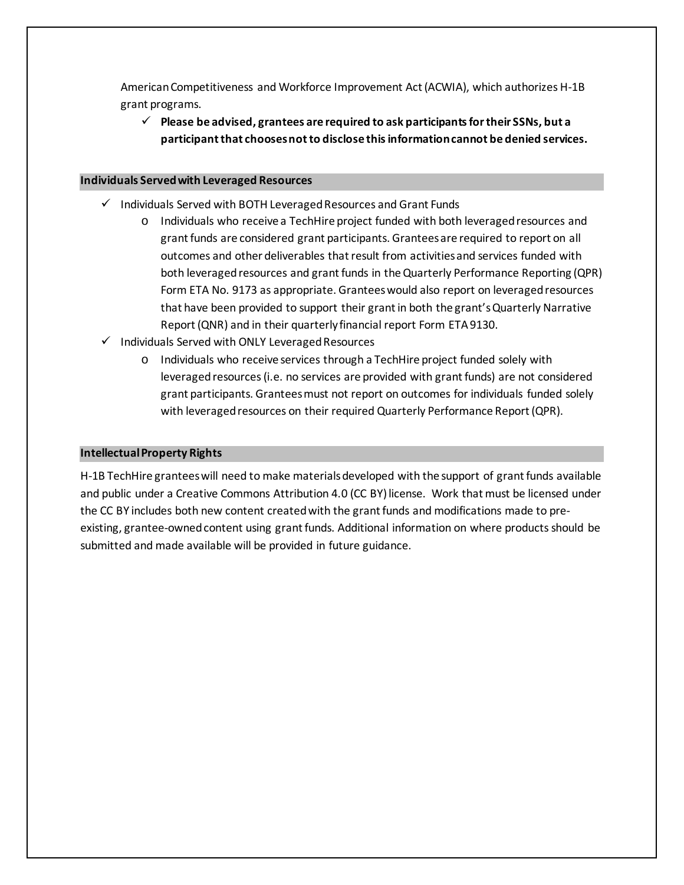American Competitiveness and Workforce Improvement Act (ACWIA), which authorizes H-1B grant programs.

- ✓ **Please be advised, grantees are required to ask participants for their SSNs, but a participant that chooses not to disclose this information cannot be denied services.**

## Individuals Served with Leveraged Resources

- ✓ Individuals Served with BOTH Leveraged Resources and Grant Funds
  - Individuals who receive a TechHire project funded with both leveraged resources and grant funds are considered grant participants. Grantees are required to report on all outcomes and other deliverables that result from activities and services funded with both leveraged resources and grant funds in the Quarterly Performance Reporting (QPR) Form ETA No. 9173 as appropriate. Grantees would also report on leveraged resources that have been provided to support their grant in both the grant's Quarterly Narrative Report (QNR) and in their quarterly financial report Form ETA 9130.
- ✓ Individuals Served with ONLY Leveraged Resources
  - Individuals who receive services through a TechHire project funded solely with leveraged resources (i.e. no services are provided with grant funds) are not considered grant participants. Grantees must not report on outcomes for individuals funded solely with leveraged resources on their required Quarterly Performance Report (QPR).

## Intellectual Property Rights

H-1B TechHire grantees will need to make materials developed with the support of grant funds available and public under a Creative Commons Attribution 4.0 (CC BY) license. Work that must be licensed under the CC BY includes both new content created with the grant funds and modifications made to pre-existing, grantee-owned content using grant funds. Additional information on where products should be submitted and made available will be provided in future guidance.